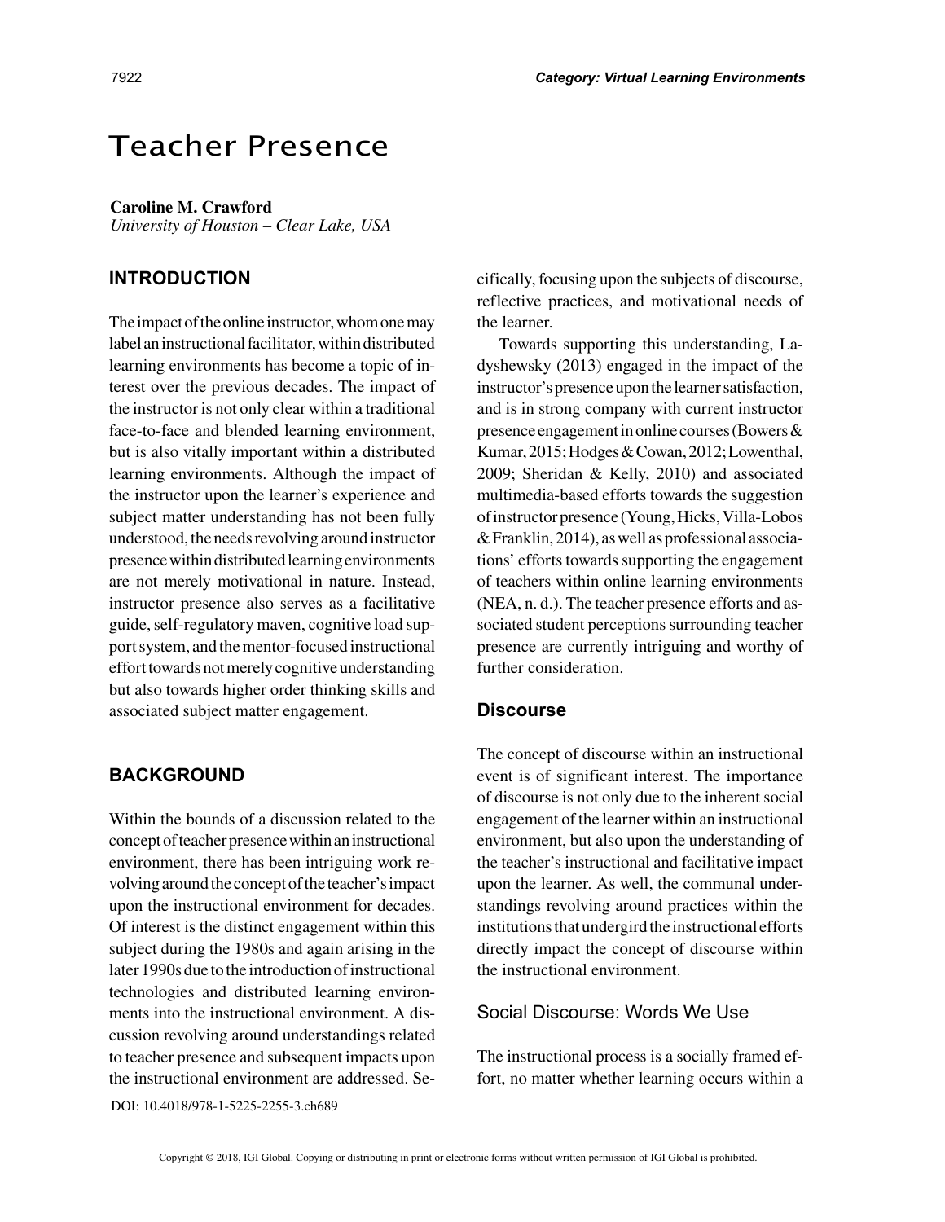# Teacher Presence

**Caroline M. Crawford**
*University of Houston – Clear Lake, USA*

## INTRODUCTION

The impact of the online instructor, whom one may label an instructional facilitator, within distributed learning environments has become a topic of interest over the previous decades. The impact of the instructor is not only clear within a traditional face-to-face and blended learning environment, but is also vitally important within a distributed learning environments. Although the impact of the instructor upon the learner's experience and subject matter understanding has not been fully understood, the needs revolving around instructor presence within distributed learning environments are not merely motivational in nature. Instead, instructor presence also serves as a facilitative guide, self-regulatory maven, cognitive load support system, and the mentor-focused instructional effort towards not merely cognitive understanding but also towards higher order thinking skills and associated subject matter engagement.

## BACKGROUND

Within the bounds of a discussion related to the concept of teacher presence within an instructional environment, there has been intriguing work revolving around the concept of the teacher's impact upon the instructional environment for decades. Of interest is the distinct engagement within this subject during the 1980s and again arising in the later 1990s due to the introduction of instructional technologies and distributed learning environments into the instructional environment. A discussion revolving around understandings related to teacher presence and subsequent impacts upon the instructional environment are addressed. Specifically, focusing upon the subjects of discourse, reflective practices, and motivational needs of the learner.

Towards supporting this understanding, Ladyshewsky (2013) engaged in the impact of the instructor's presence upon the learner satisfaction, and is in strong company with current instructor presence engagement in online courses (Bowers & Kumar, 2015; Hodges & Cowan, 2012; Lowenthal, 2009; Sheridan & Kelly, 2010) and associated multimedia-based efforts towards the suggestion of instructor presence (Young, Hicks, Villa-Lobos & Franklin, 2014), as well as professional associations' efforts towards supporting the engagement of teachers within online learning environments (NEA, n. d.). The teacher presence efforts and associated student perceptions surrounding teacher presence are currently intriguing and worthy of further consideration.

### Discourse

The concept of discourse within an instructional event is of significant interest. The importance of discourse is not only due to the inherent social engagement of the learner within an instructional environment, but also upon the understanding of the teacher's instructional and facilitative impact upon the learner. As well, the communal understandings revolving around practices within the institutions that undergird the instructional efforts directly impact the concept of discourse within the instructional environment.

#### Social Discourse: Words We Use

The instructional process is a socially framed effort, no matter whether learning occurs within a

DOI: 10.4018/978-1-5225-2255-3.ch689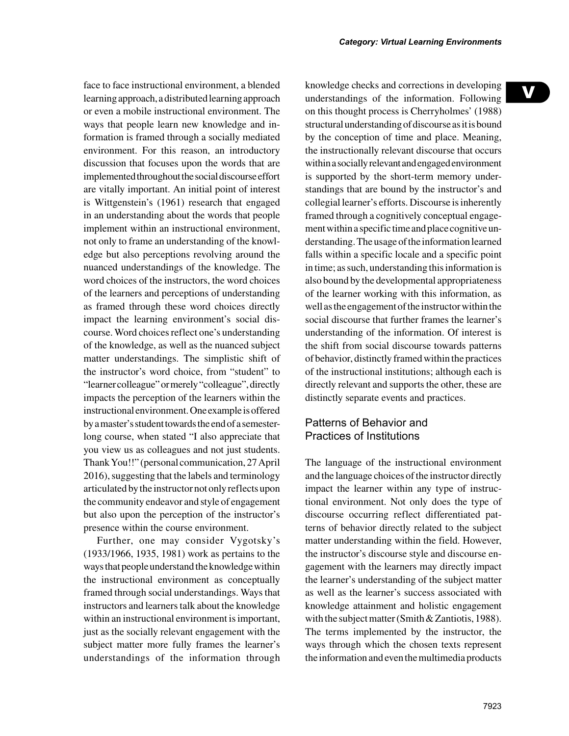face to face instructional environment, a blended learning approach, a distributed learning approach or even a mobile instructional environment. The ways that people learn new knowledge and information is framed through a socially mediated environment. For this reason, an introductory discussion that focuses upon the words that are implemented throughout the social discourse effort are vitally important. An initial point of interest is Wittgenstein's (1961) research that engaged in an understanding about the words that people implement within an instructional environment, not only to frame an understanding of the knowledge but also perceptions revolving around the nuanced understandings of the knowledge. The word choices of the instructors, the word choices of the learners and perceptions of understanding as framed through these word choices directly impact the learning environment's social discourse. Word choices reflect one's understanding of the knowledge, as well as the nuanced subject matter understandings. The simplistic shift of the instructor's word choice, from "student" to "learner colleague" or merely "colleague", directly impacts the perception of the learners within the instructional environment. One example is offered by a master's student towards the end of a semester-long course, when stated "I also appreciate that you view us as colleagues and not just students. Thank You!!" (personal communication, 27 April 2016), suggesting that the labels and terminology articulated by the instructor not only reflects upon the community endeavor and style of engagement but also upon the perception of the instructor's presence within the course environment.

Further, one may consider Vygotsky's (1933/1966, 1935, 1981) work as pertains to the ways that people understand the knowledge within the instructional environment as conceptually framed through social understandings. Ways that instructors and learners talk about the knowledge within an instructional environment is important, just as the socially relevant engagement with the subject matter more fully frames the learner's understandings of the information through knowledge checks and corrections in developing understandings of the information. Following on this thought process is Cherryholmes' (1988) structural understanding of discourse as it is bound by the conception of time and place. Meaning, the instructionally relevant discourse that occurs within a socially relevant and engaged environment is supported by the short-term memory understandings that are bound by the instructor's and collegial learner's efforts. Discourse is inherently framed through a cognitively conceptual engagement within a specific time and place cognitive understanding. The usage of the information learned falls within a specific locale and a specific point in time; as such, understanding this information is also bound by the developmental appropriateness of the learner working with this information, as well as the engagement of the instructor within the social discourse that further frames the learner's understanding of the information. Of interest is the shift from social discourse towards patterns of behavior, distinctly framed within the practices of the instructional institutions; although each is directly relevant and supports the other, these are distinctly separate events and practices.

## Patterns of Behavior and Practices of Institutions

The language of the instructional environment and the language choices of the instructor directly impact the learner within any type of instructional environment. Not only does the type of discourse occurring reflect differentiated patterns of behavior directly related to the subject matter understanding within the field. However, the instructor's discourse style and discourse engagement with the learners may directly impact the learner's understanding of the subject matter as well as the learner's success associated with knowledge attainment and holistic engagement with the subject matter (Smith & Zantiotis, 1988). The terms implemented by the instructor, the ways through which the chosen texts represent the information and even the multimedia products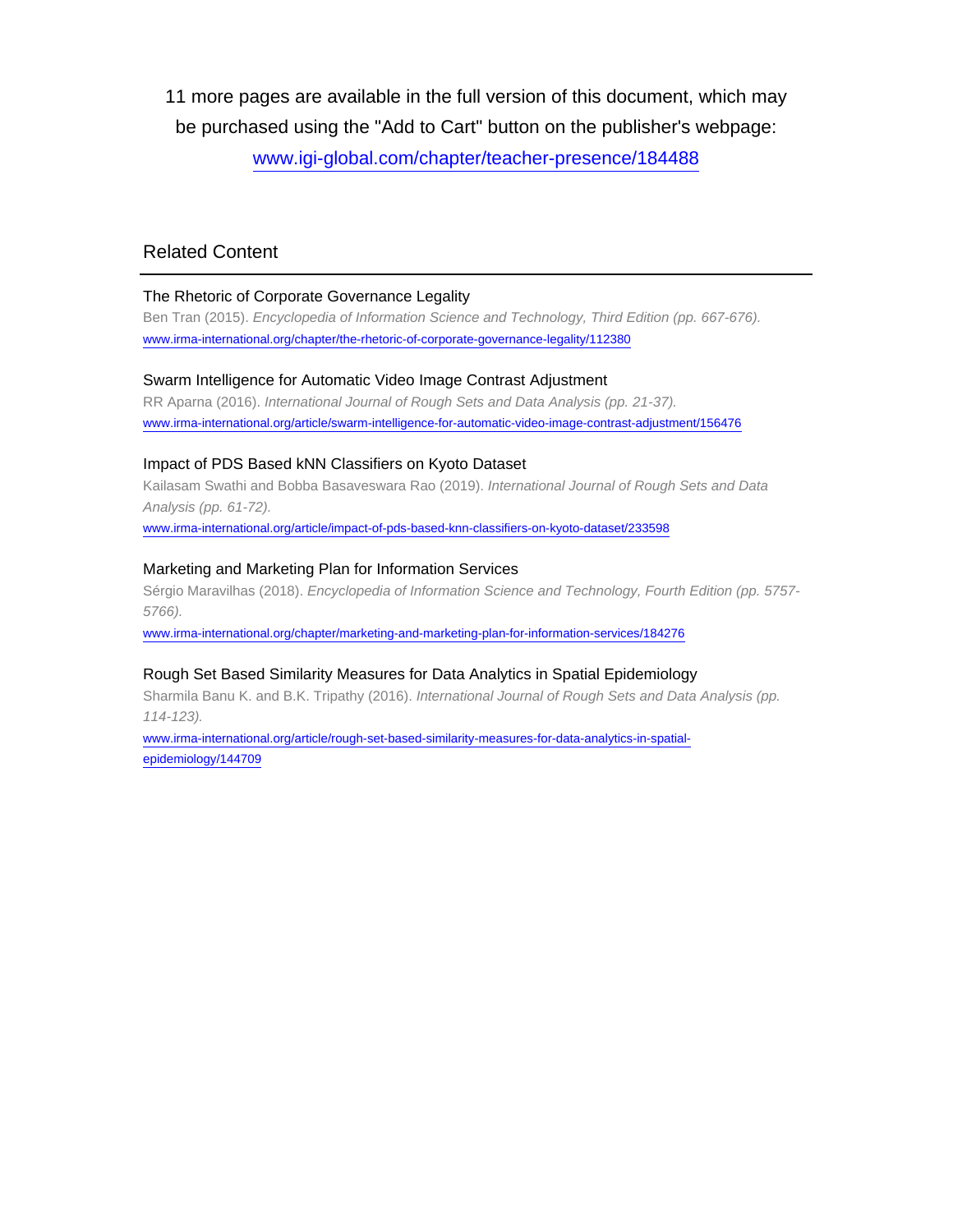11 more pages are available in the full version of this document, which may be purchased using the "Add to Cart" button on the publisher's webpage:
www.igi-global.com/chapter/teacher-presence/184488

## Related Content

The Rhetoric of Corporate Governance Legality
Ben Tran (2015). *Encyclopedia of Information Science and Technology, Third Edition (pp. 667-676).*
www.irma-international.org/chapter/the-rhetoric-of-corporate-governance-legality/112380

Swarm Intelligence for Automatic Video Image Contrast Adjustment
RR Aparna (2016). *International Journal of Rough Sets and Data Analysis (pp. 21-37).*
www.irma-international.org/article/swarm-intelligence-for-automatic-video-image-contrast-adjustment/156476

Impact of PDS Based kNN Classifiers on Kyoto Dataset
Kailasam Swathi and Bobba Basaveswara Rao (2019). *International Journal of Rough Sets and Data Analysis (pp. 61-72).*
www.irma-international.org/article/impact-of-pds-based-knn-classifiers-on-kyoto-dataset/233598

Marketing and Marketing Plan for Information Services
Sérgio Maravilhas (2018). *Encyclopedia of Information Science and Technology, Fourth Edition (pp. 5757-5766).*
www.irma-international.org/chapter/marketing-and-marketing-plan-for-information-services/184276

Rough Set Based Similarity Measures for Data Analytics in Spatial Epidemiology
Sharmila Banu K. and B.K. Tripathy (2016). *International Journal of Rough Sets and Data Analysis (pp. 114-123).*
www.irma-international.org/article/rough-set-based-similarity-measures-for-data-analytics-in-spatial-epidemiology/144709